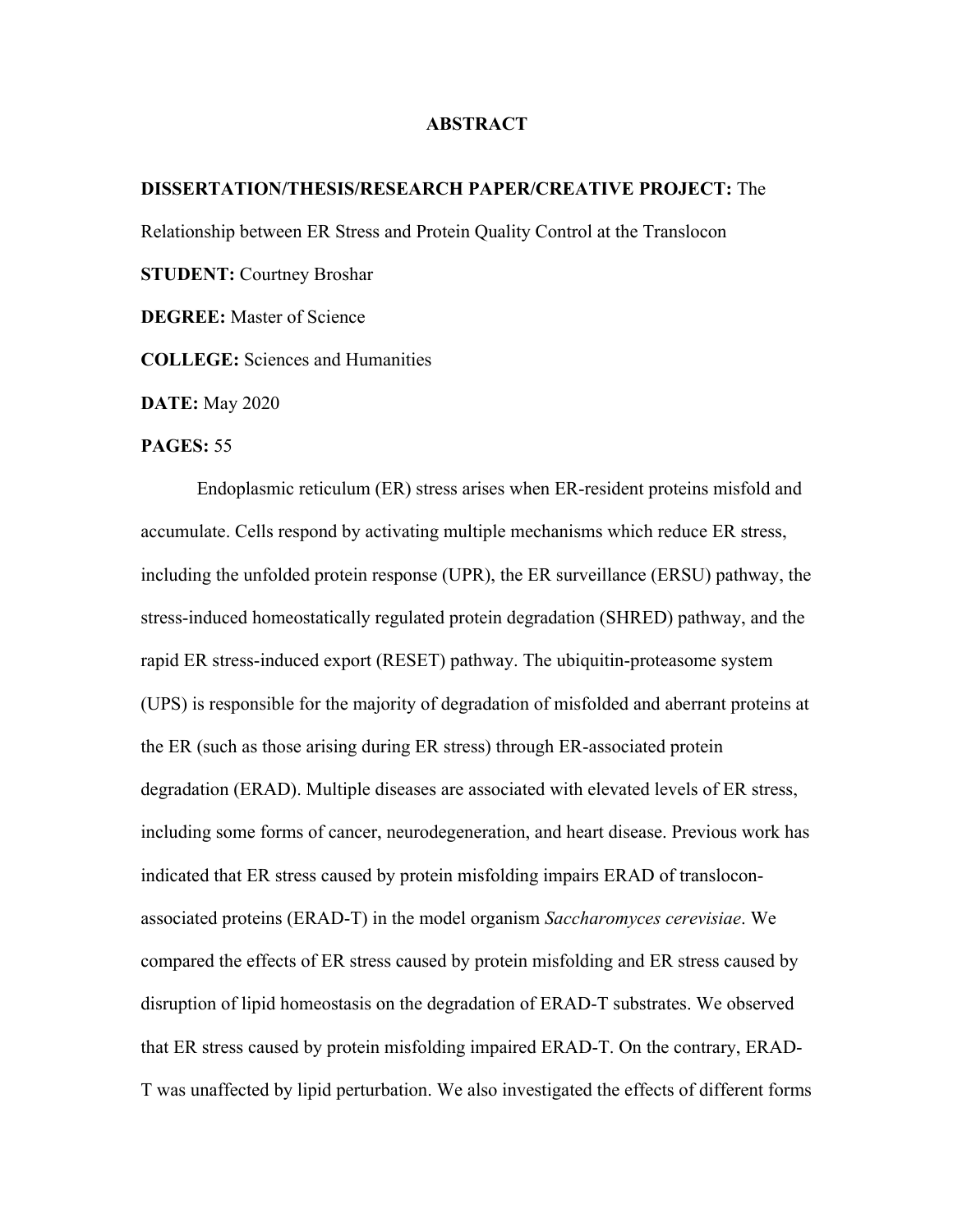# ABSTRACT

**DISSERTATION/THESIS/RESEARCH PAPER/CREATIVE PROJECT:** The Relationship between ER Stress and Protein Quality Control at the Translocon

**STUDENT:** Courtney Broshar

**DEGREE:** Master of Science

**COLLEGE:** Sciences and Humanities

**DATE:** May 2020

**PAGES:** 55

Endoplasmic reticulum (ER) stress arises when ER-resident proteins misfold and accumulate. Cells respond by activating multiple mechanisms which reduce ER stress, including the unfolded protein response (UPR), the ER surveillance (ERSU) pathway, the stress-induced homeostatically regulated protein degradation (SHRED) pathway, and the rapid ER stress-induced export (RESET) pathway. The ubiquitin-proteasome system (UPS) is responsible for the majority of degradation of misfolded and aberrant proteins at the ER (such as those arising during ER stress) through ER-associated protein degradation (ERAD). Multiple diseases are associated with elevated levels of ER stress, including some forms of cancer, neurodegeneration, and heart disease. Previous work has indicated that ER stress caused by protein misfolding impairs ERAD of translocon-associated proteins (ERAD-T) in the model organism *Saccharomyces cerevisiae*. We compared the effects of ER stress caused by protein misfolding and ER stress caused by disruption of lipid homeostasis on the degradation of ERAD-T substrates. We observed that ER stress caused by protein misfolding impaired ERAD-T. On the contrary, ERAD-T was unaffected by lipid perturbation. We also investigated the effects of different forms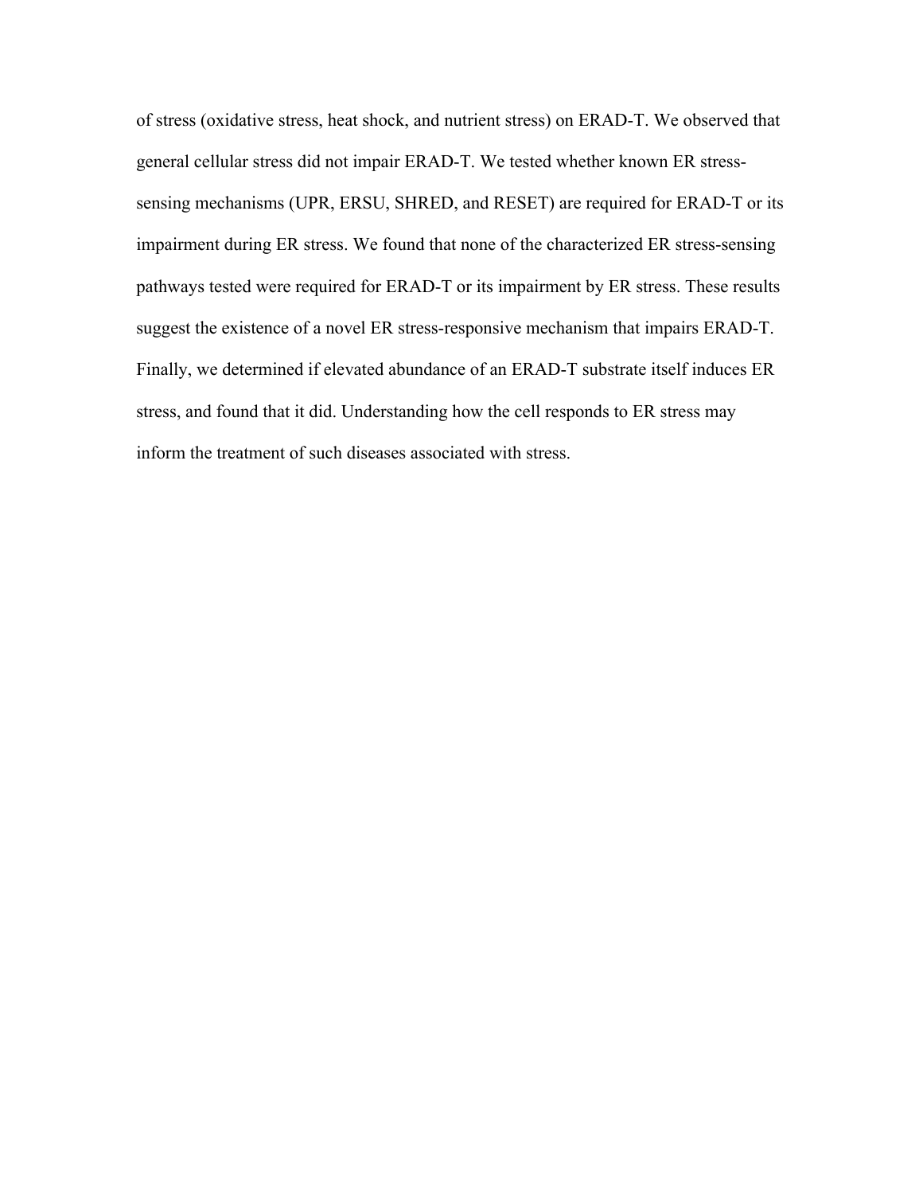of stress (oxidative stress, heat shock, and nutrient stress) on ERAD-T. We observed that general cellular stress did not impair ERAD-T. We tested whether known ER stress-sensing mechanisms (UPR, ERSU, SHRED, and RESET) are required for ERAD-T or its impairment during ER stress. We found that none of the characterized ER stress-sensing pathways tested were required for ERAD-T or its impairment by ER stress. These results suggest the existence of a novel ER stress-responsive mechanism that impairs ERAD-T. Finally, we determined if elevated abundance of an ERAD-T substrate itself induces ER stress, and found that it did. Understanding how the cell responds to ER stress may inform the treatment of such diseases associated with stress.